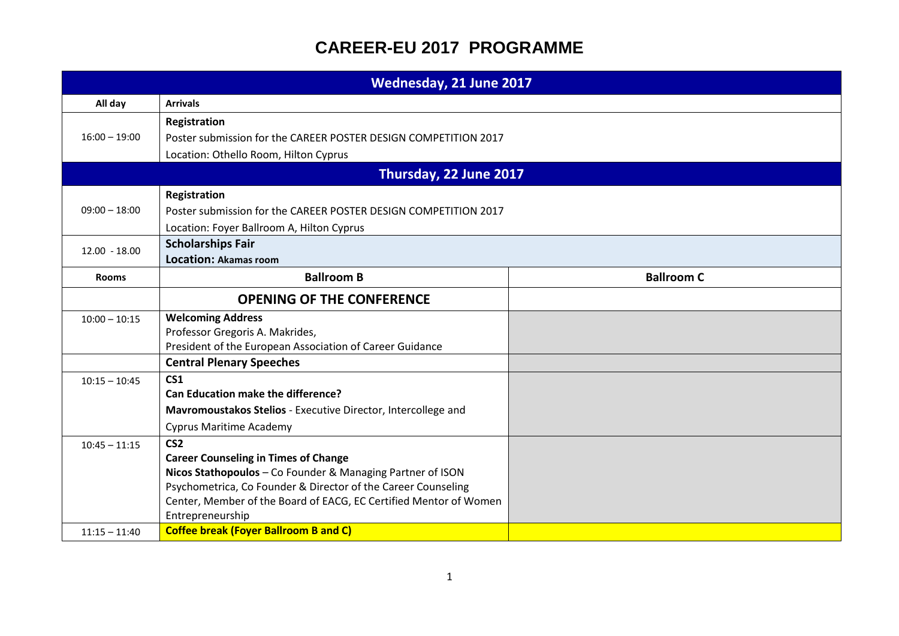# CAREER-EU 2017 PROGRAMME

| Wednesday, 21 June 2017 | | |
|---|---|---|
| All day | **Arrivals** | |
| 16:00 – 19:00 | **Registration**<br>Poster submission for the CAREER POSTER DESIGN COMPETITION 2017<br>Location: Othello Room, Hilton Cyprus | |
| **Thursday, 22 June 2017** | | |
| 09:00 – 18:00 | **Registration**<br>Poster submission for the CAREER POSTER DESIGN COMPETITION 2017<br>Location: Foyer Ballroom A, Hilton Cyprus | |
| 12.00 - 18.00 | **Scholarships Fair**<br>**Location: Akamas room** | |
| **Rooms** | **Ballroom B** | **Ballroom C** |
| | **OPENING OF THE CONFERENCE** | |
| 10:00 – 10:15 | **Welcoming Address**<br>Professor Gregoris A. Makrides,<br>President of the European Association of Career Guidance | |
| | **Central Plenary Speeches** | |
| 10:15 – 10:45 | **CS1**<br>**Can Education make the difference?**<br>**Mavromoustakos Stelios** - Executive Director, Intercollege and Cyprus Maritime Academy | |
| 10:45 – 11:15 | **CS2**<br>**Career Counseling in Times of Change**<br>**Nicos Stathopoulos** – Co Founder & Managing Partner of ISON Psychometrica, Co Founder & Director of the Career Counseling Center, Member of the Board of EACG, EC Certified Mentor of Women Entrepreneurship | |
| 11:15 – 11:40 | **Coffee break (Foyer Ballroom B and C)** | |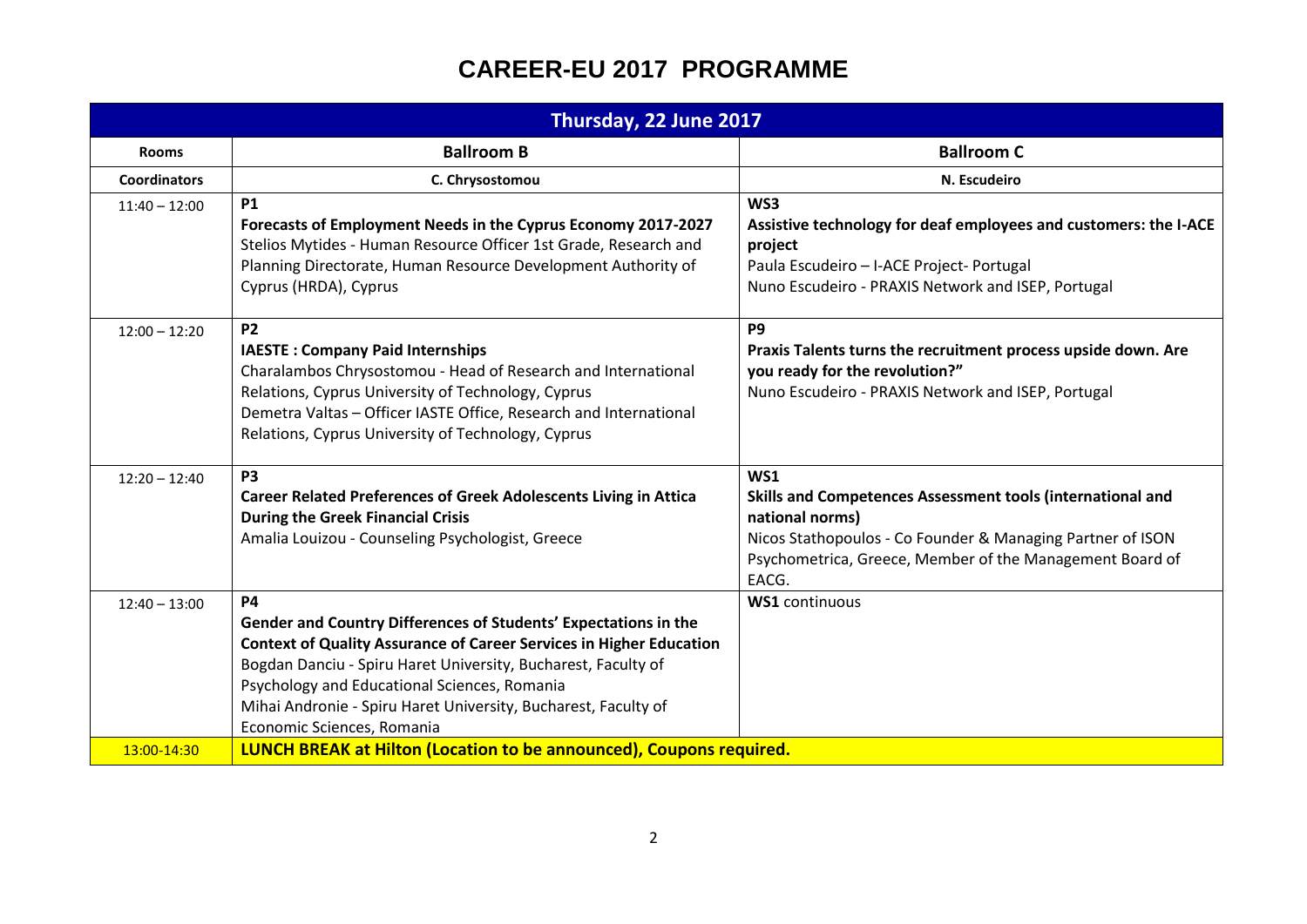# CAREER-EU 2017 PROGRAMME

| Thursday, 22 June 2017 | | |
|---|---|---|
| **Rooms** | **Ballroom B** | **Ballroom C** |
| **Coordinators** | **C. Chrysostomou** | **N. Escudeiro** |
| 11:40 – 12:00 | **P1**<br>**Forecasts of Employment Needs in the Cyprus Economy 2017-2027**<br>Stelios Mytides - Human Resource Officer 1st Grade, Research and Planning Directorate, Human Resource Development Authority of Cyprus (HRDA), Cyprus | **WS3**<br>**Assistive technology for deaf employees and customers: the I-ACE project**<br>Paula Escudeiro – I-ACE Project- Portugal<br>Nuno Escudeiro - PRAXIS Network and ISEP, Portugal |
| 12:00 – 12:20 | **P2**<br>**IAESTE : Company Paid Internships**<br>Charalambos Chrysostomou - Head of Research and International Relations, Cyprus University of Technology, Cyprus<br>Demetra Valtas – Officer IASTE Office, Research and International Relations, Cyprus University of Technology, Cyprus | **P9**<br>**Praxis Talents turns the recruitment process upside down. Are you ready for the revolution?"**<br>Nuno Escudeiro - PRAXIS Network and ISEP, Portugal |
| 12:20 – 12:40 | **P3**<br>**Career Related Preferences of Greek Adolescents Living in Attica During the Greek Financial Crisis**<br>Amalia Louizou - Counseling Psychologist, Greece | **WS1**<br>**Skills and Competences Assessment tools (international and national norms)**<br>Nicos Stathopoulos - Co Founder & Managing Partner of ISON Psychometrica, Greece, Member of the Management Board of EACG. |
| 12:40 – 13:00 | **P4**<br>**Gender and Country Differences of Students' Expectations in the Context of Quality Assurance of Career Services in Higher Education**<br>Bogdan Danciu - Spiru Haret University, Bucharest, Faculty of Psychology and Educational Sciences, Romania<br>Mihai Andronie - Spiru Haret University, Bucharest, Faculty of Economic Sciences, Romania | **WS1** continuous |
| 13:00-14:30 | **LUNCH BREAK at Hilton (Location to be announced), Coupons required.** | |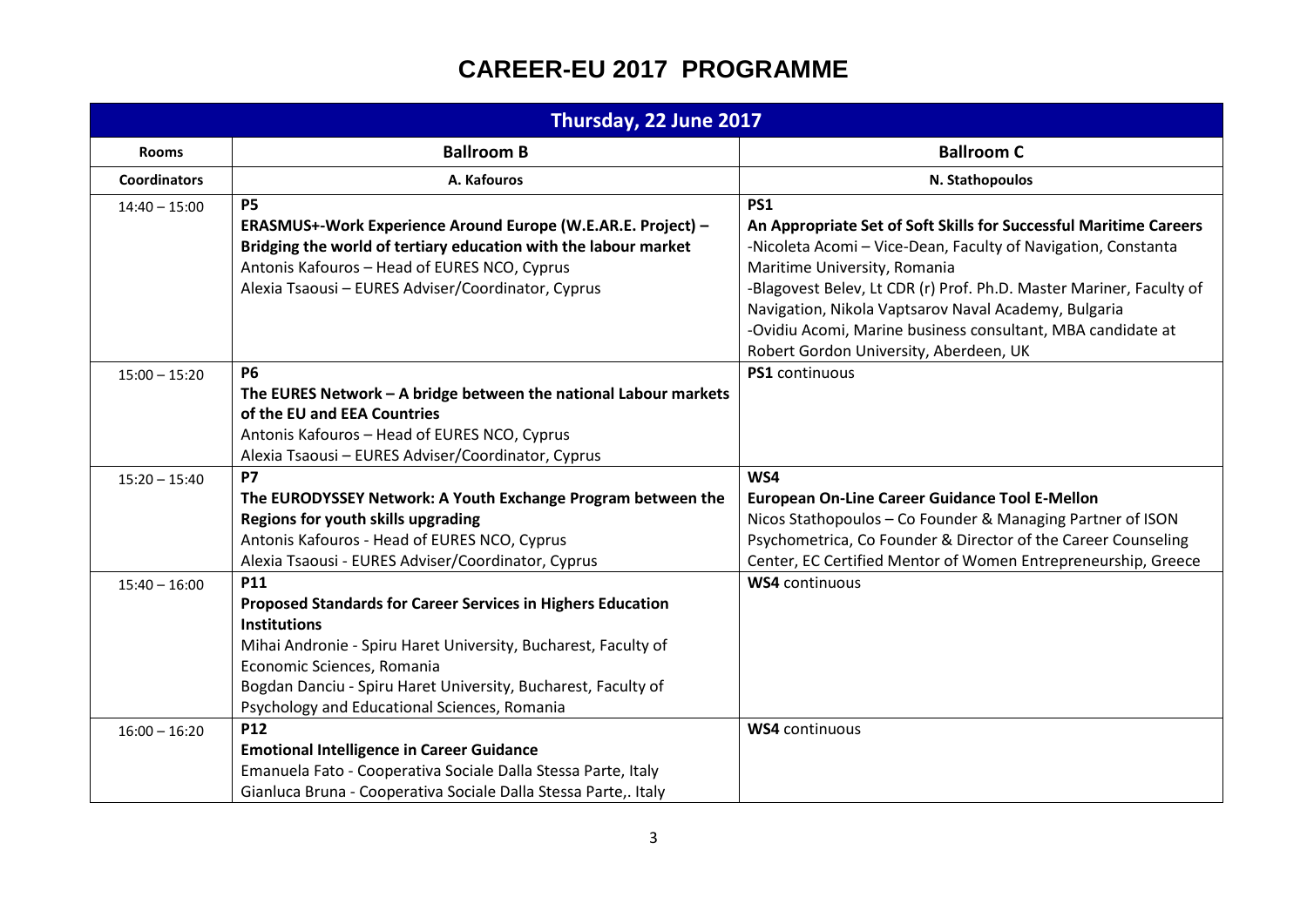# CAREER-EU 2017 PROGRAMME

| Thursday, 22 June 2017 | | |
|---|---|---|
| **Rooms** | **Ballroom B** | **Ballroom C** |
| **Coordinators** | **A. Kafouros** | **N. Stathopoulos** |
| 14:40 – 15:00 | **P5**<br>**ERASMUS+-Work Experience Around Europe (W.E.AR.E. Project) – Bridging the world of tertiary education with the labour market**<br>Antonis Kafouros – Head of EURES NCO, Cyprus<br>Alexia Tsaousi – EURES Adviser/Coordinator, Cyprus | **PS1**<br>**An Appropriate Set of Soft Skills for Successful Maritime Careers**<br>-Nicoleta Acomi – Vice-Dean, Faculty of Navigation, Constanta Maritime University, Romania<br>-Blagovest Belev, Lt CDR (r) Prof. Ph.D. Master Mariner, Faculty of Navigation, Nikola Vaptsarov Naval Academy, Bulgaria<br>-Ovidiu Acomi, Marine business consultant, MBA candidate at Robert Gordon University, Aberdeen, UK |
| 15:00 – 15:20 | **P6**<br>**The EURES Network – A bridge between the national Labour markets of the EU and EEA Countries**<br>Antonis Kafouros – Head of EURES NCO, Cyprus<br>Alexia Tsaousi – EURES Adviser/Coordinator, Cyprus | **PS1** continuous |
| 15:20 – 15:40 | **P7**<br>**The EURODYSSEY Network: A Youth Exchange Program between the Regions for youth skills upgrading**<br>Antonis Kafouros - Head of EURES NCO, Cyprus<br>Alexia Tsaousi - EURES Adviser/Coordinator, Cyprus | **WS4**<br>**European On-Line Career Guidance Tool E-Mellon**<br>Nicos Stathopoulos – Co Founder & Managing Partner of ISON Psychometrica, Co Founder & Director of the Career Counseling Center, EC Certified Mentor of Women Entrepreneurship, Greece |
| 15:40 – 16:00 | **P11**<br>**Proposed Standards for Career Services in Highers Education Institutions**<br>Mihai Andronie - Spiru Haret University, Bucharest, Faculty of Economic Sciences, Romania<br>Bogdan Danciu - Spiru Haret University, Bucharest, Faculty of Psychology and Educational Sciences, Romania | **WS4** continuous |
| 16:00 – 16:20 | **P12**<br>**Emotional Intelligence in Career Guidance**<br>Emanuela Fato - Cooperativa Sociale Dalla Stessa Parte, Italy<br>Gianluca Bruna - Cooperativa Sociale Dalla Stessa Parte,. Italy | **WS4** continuous |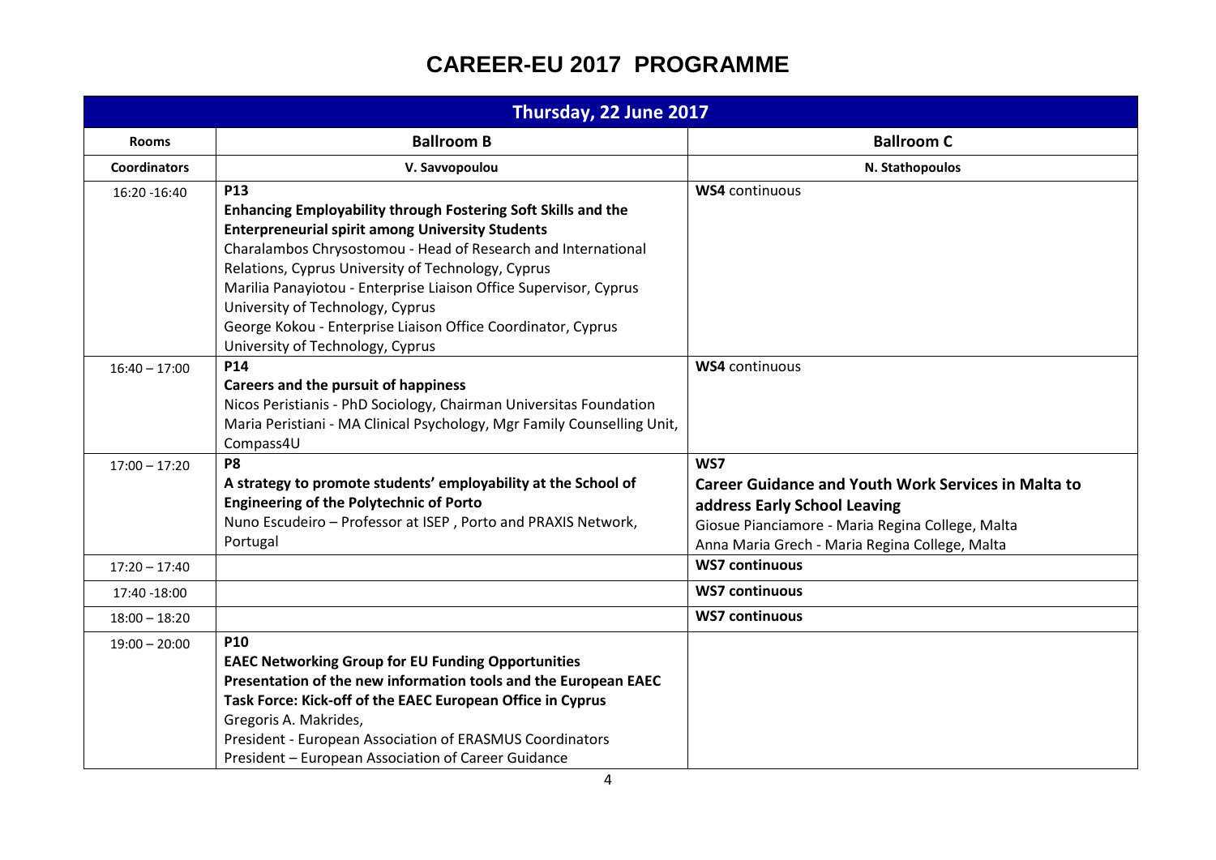# CAREER-EU 2017 PROGRAMME

| Thursday, 22 June 2017 | | |
|---|---|---|
| **Rooms** | **Ballroom B** | **Ballroom C** |
| **Coordinators** | **V. Savvopoulou** | **N. Stathopoulos** |
| 16:20 -16:40 | **P13**<br>**Enhancing Employability through Fostering Soft Skills and the Enterpreneurial spirit among University Students**<br>Charalambos Chrysostomou - Head of Research and International Relations, Cyprus University of Technology, Cyprus<br>Marilia Panayiotou - Enterprise Liaison Office Supervisor, Cyprus University of Technology, Cyprus<br>George Kokou - Enterprise Liaison Office Coordinator, Cyprus University of Technology, Cyprus | **WS4** continuous |
| 16:40 – 17:00 | **P14**<br>**Careers and the pursuit of happiness**<br>Nicos Peristianis - PhD Sociology, Chairman Universitas Foundation<br>Maria Peristiani - MA Clinical Psychology, Mgr Family Counselling Unit, Compass4U | **WS4** continuous |
| 17:00 – 17:20 | **P8**<br>**A strategy to promote students' employability at the School of Engineering of the Polytechnic of Porto**<br>Nuno Escudeiro – Professor at ISEP , Porto and PRAXIS Network, Portugal | **WS7**<br>**Career Guidance and Youth Work Services in Malta to address Early School Leaving**<br>Giosue Pianciamore - Maria Regina College, Malta<br>Anna Maria Grech - Maria Regina College, Malta |
| 17:20 – 17:40 | | **WS7 continuous** |
| 17:40 -18:00 | | **WS7 continuous** |
| 18:00 – 18:20 | | **WS7 continuous** |
| 19:00 – 20:00 | **P10**<br>**EAEC Networking Group for EU Funding Opportunities**<br>**Presentation of the new information tools and the European EAEC Task Force: Kick-off of the EAEC European Office in Cyprus**<br>Gregoris A. Makrides,<br>President - European Association of ERASMUS Coordinators<br>President – European Association of Career Guidance | |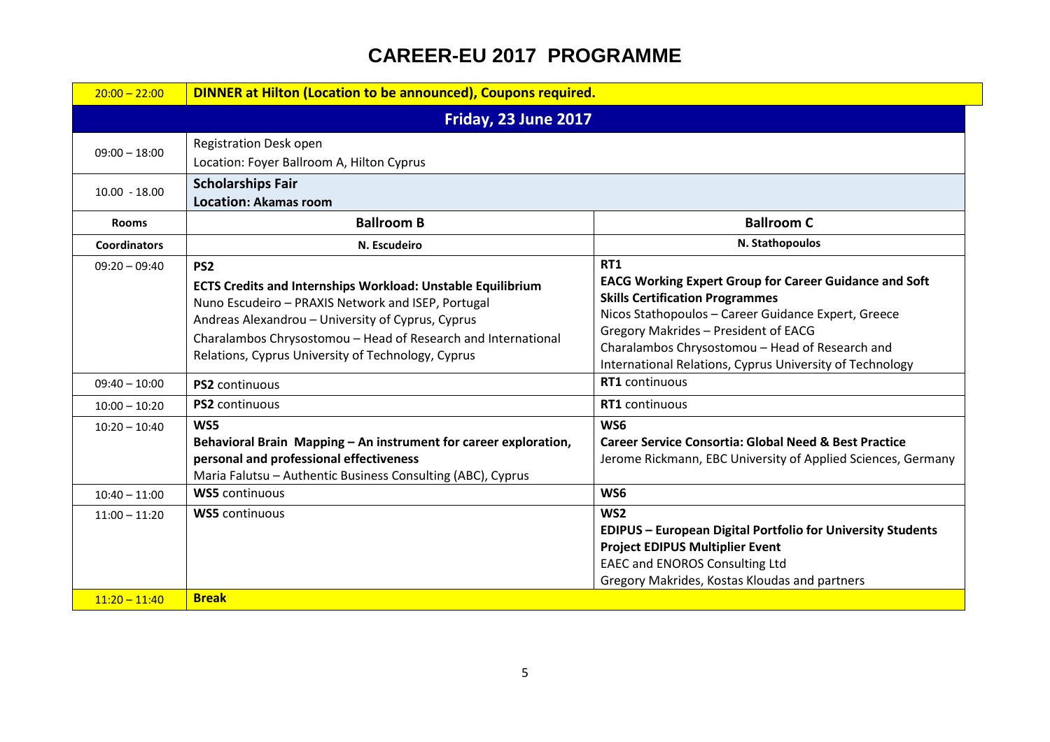# CAREER-EU 2017 PROGRAMME

| 20:00 – 22:00 | **DINNER at Hilton (Location to be announced), Coupons required.** | |
|---|---|---|
| **Friday, 23 June 2017** | | |
| 09:00 – 18:00 | Registration Desk open<br>Location: Foyer Ballroom A, Hilton Cyprus | |
| 10.00 - 18.00 | **Scholarships Fair**<br>**Location: Akamas room** | |
| **Rooms** | **Ballroom B** | **Ballroom C** |
| **Coordinators** | **N. Escudeiro** | **N. Stathopoulos** |
| 09:20 – 09:40 | **PS2**<br>**ECTS Credits and Internships Workload: Unstable Equilibrium**<br>Nuno Escudeiro – PRAXIS Network and ISEP, Portugal<br>Andreas Alexandrou – University of Cyprus, Cyprus<br>Charalambos Chrysostomou – Head of Research and International Relations, Cyprus University of Technology, Cyprus | **RT1**<br>**EACG Working Expert Group for Career Guidance and Soft Skills Certification Programmes**<br>Nicos Stathopoulos – Career Guidance Expert, Greece<br>Gregory Makrides – President of EACG<br>Charalambos Chrysostomou – Head of Research and International Relations, Cyprus University of Technology |
| 09:40 – 10:00 | **PS2** continuous | **RT1** continuous |
| 10:00 – 10:20 | **PS2** continuous | **RT1** continuous |
| 10:20 – 10:40 | **WS5**<br>**Behavioral Brain Mapping – An instrument for career exploration, personal and professional effectiveness**<br>Maria Falutsu – Authentic Business Consulting (ABC), Cyprus | **WS6**<br>**Career Service Consortia: Global Need & Best Practice**<br>Jerome Rickmann, EBC University of Applied Sciences, Germany |
| 10:40 – 11:00 | **WS5** continuous | **WS6** |
| 11:00 – 11:20 | **WS5** continuous | **WS2**<br>**EDIPUS – European Digital Portfolio for University Students**<br>**Project EDIPUS Multiplier Event**<br>EAEC and ENOROS Consulting Ltd<br>Gregory Makrides, Kostas Kloudas and partners |
| 11:20 – 11:40 | **Break** | |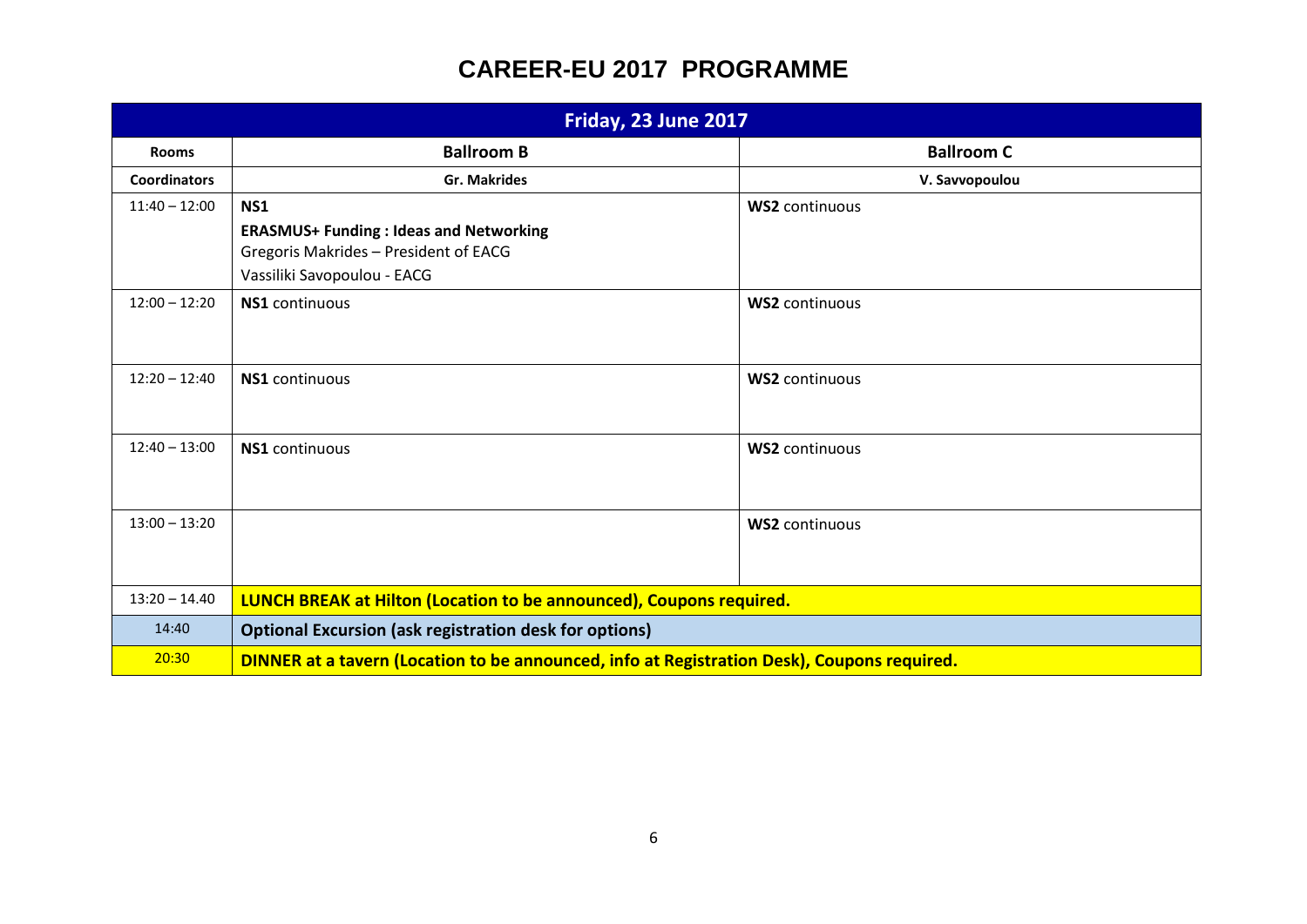# CAREER-EU 2017 PROGRAMME

| Friday, 23 June 2017 | | |
|---|---|---|
| **Rooms** | **Ballroom B** | **Ballroom C** |
| **Coordinators** | **Gr. Makrides** | **V. Savvopoulou** |
| 11:40 – 12:00 | **NS1**<br>**ERASMUS+ Funding : Ideas and Networking**<br>Gregoris Makrides – President of EACG<br>Vassiliki Savopoulou - EACG | **WS2** continuous |
| 12:00 – 12:20 | **NS1** continuous | **WS2** continuous |
| 12:20 – 12:40 | **NS1** continuous | **WS2** continuous |
| 12:40 – 13:00 | **NS1** continuous | **WS2** continuous |
| 13:00 – 13:20 | | **WS2** continuous |
| 13:20 – 14.40 | **LUNCH BREAK at Hilton (Location to be announced), Coupons required.** | |
| 14:40 | **Optional Excursion (ask registration desk for options)** | |
| 20:30 | **DINNER at a tavern (Location to be announced, info at Registration Desk), Coupons required.** | |